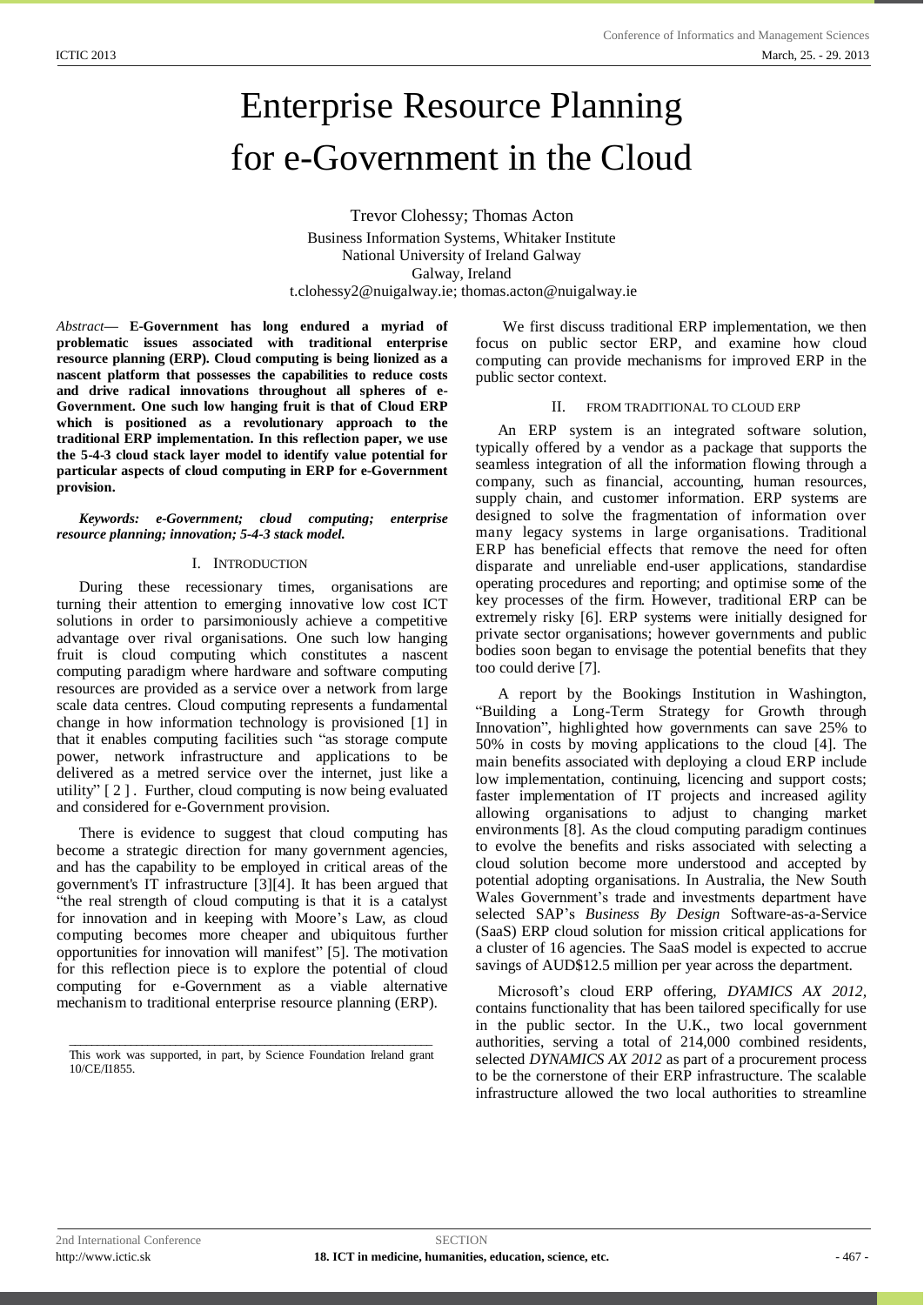# Enterprise Resource Planning for e-Government in the Cloud

Trevor Clohessy; Thomas Acton

Business Information Systems, Whitaker Institute
National University of Ireland Galway
Galway, Ireland
t.clohessy2@nuigalway.ie; thomas.acton@nuigalway.ie

*Abstract*— **E-Government has long endured a myriad of problematic issues associated with traditional enterprise resource planning (ERP). Cloud computing is being lionized as a nascent platform that possesses the capabilities to reduce costs and drive radical innovations throughout all spheres of e-Government. One such low hanging fruit is that of Cloud ERP which is positioned as a revolutionary approach to the traditional ERP implementation. In this reflection paper, we use the 5-4-3 cloud stack layer model to identify value potential for particular aspects of cloud computing in ERP for e-Government provision.**

***Keywords: e-Government; cloud computing; enterprise resource planning; innovation; 5-4-3 stack model.***

## I. Introduction

During these recessionary times, organisations are turning their attention to emerging innovative low cost ICT solutions in order to parsimoniously achieve a competitive advantage over rival organisations. One such low hanging fruit is cloud computing which constitutes a nascent computing paradigm where hardware and software computing resources are provided as a service over a network from large scale data centres. Cloud computing represents a fundamental change in how information technology is provisioned [1] in that it enables computing facilities such "as storage compute power, network infrastructure and applications to be delivered as a metred service over the internet, just like a utility" [ 2 ] . Further, cloud computing is now being evaluated and considered for e-Government provision.

There is evidence to suggest that cloud computing has become a strategic direction for many government agencies, and has the capability to be employed in critical areas of the government's IT infrastructure [3][4]. It has been argued that "the real strength of cloud computing is that it is a catalyst for innovation and in keeping with Moore's Law, as cloud computing becomes more cheaper and ubiquitous further opportunities for innovation will manifest" [5]. The motivation for this reflection piece is to explore the potential of cloud computing for e-Government as a viable alternative mechanism to traditional enterprise resource planning (ERP).

This work was supported, in part, by Science Foundation Ireland grant 10/CE/I1855.

We first discuss traditional ERP implementation, we then focus on public sector ERP, and examine how cloud computing can provide mechanisms for improved ERP in the public sector context.

## II. From Traditional to Cloud ERP

An ERP system is an integrated software solution, typically offered by a vendor as a package that supports the seamless integration of all the information flowing through a company, such as financial, accounting, human resources, supply chain, and customer information. ERP systems are designed to solve the fragmentation of information over many legacy systems in large organisations. Traditional ERP has beneficial effects that remove the need for often disparate and unreliable end-user applications, standardise operating procedures and reporting; and optimise some of the key processes of the firm. However, traditional ERP can be extremely risky [6]. ERP systems were initially designed for private sector organisations; however governments and public bodies soon began to envisage the potential benefits that they too could derive [7].

A report by the Bookings Institution in Washington, "Building a Long-Term Strategy for Growth through Innovation", highlighted how governments can save 25% to 50% in costs by moving applications to the cloud [4]. The main benefits associated with deploying a cloud ERP include low implementation, continuing, licencing and support costs; faster implementation of IT projects and increased agility allowing organisations to adjust to changing market environments [8]. As the cloud computing paradigm continues to evolve the benefits and risks associated with selecting a cloud solution become more understood and accepted by potential adopting organisations. In Australia, the New South Wales Government's trade and investments department have selected SAP's *Business By Design* Software-as-a-Service (SaaS) ERP cloud solution for mission critical applications for a cluster of 16 agencies. The SaaS model is expected to accrue savings of AUD$12.5 million per year across the department.

Microsoft's cloud ERP offering, *DYAMICS AX 2012*, contains functionality that has been tailored specifically for use in the public sector. In the U.K., two local government authorities, serving a total of 214,000 combined residents, selected *DYNAMICS AX 2012* as part of a procurement process to be the cornerstone of their ERP infrastructure. The scalable infrastructure allowed the two local authorities to streamline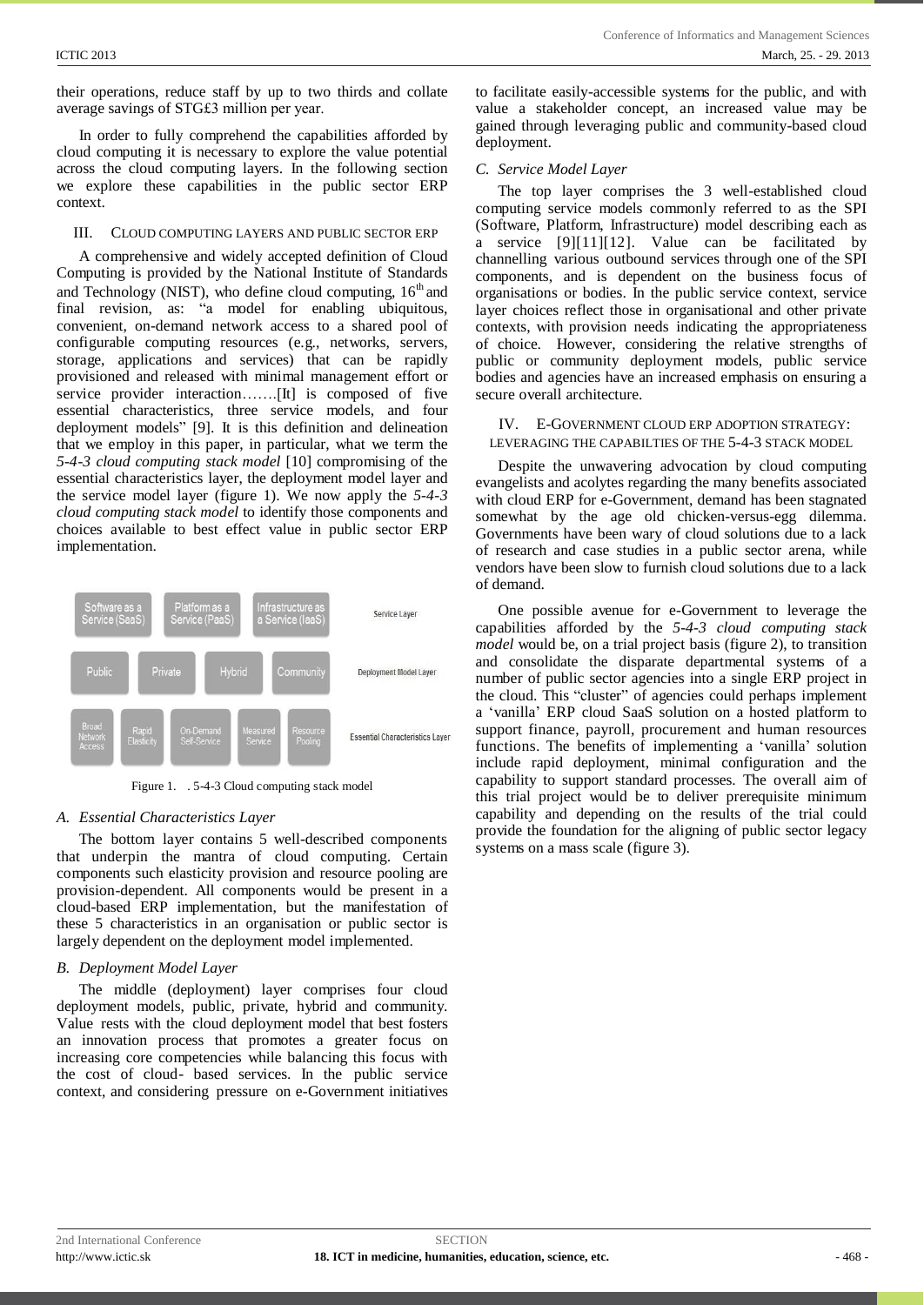their operations, reduce staff by up to two thirds and collate average savings of STG£3 million per year.

In order to fully comprehend the capabilities afforded by cloud computing it is necessary to explore the value potential across the cloud computing layers. In the following section we explore these capabilities in the public sector ERP context.

## III. Cloud Computing Layers and Public Sector ERP

A comprehensive and widely accepted definition of Cloud Computing is provided by the National Institute of Standards and Technology (NIST), who define cloud computing, 16th and final revision, as: "a model for enabling ubiquitous, convenient, on-demand network access to a shared pool of configurable computing resources (e.g., networks, servers, storage, applications and services) that can be rapidly provisioned and released with minimal management effort or service provider interaction…….[It] is composed of five essential characteristics, three service models, and four deployment models" [9]. It is this definition and delineation that we employ in this paper, in particular, what we term the *5-4-3 cloud computing stack model* [10] compromising of the essential characteristics layer, the deployment model layer and the service model layer (figure 1). We now apply the *5-4-3 cloud computing stack model* to identify those components and choices available to best effect value in public sector ERP implementation.

| | | | | | |
|---|---|---|---|---|---|
| Software as a Service (SaaS) | Platform as a Service (PaaS) | Infrastructure as a Service (IaaS) | | | Service Layer |
| Public | Private | Hybrid | Community | | Deployment Model Layer |
| Broad Network Access | Rapid Elasticity | On-Demand Self-Service | Measured Service | Resource Pooling | Essential Characteristics Layer |

Figure 1. . 5-4-3 Cloud computing stack model

### A. Essential Characteristics Layer

The bottom layer contains 5 well-described components that underpin the mantra of cloud computing. Certain components such elasticity provision and resource pooling are provision-dependent. All components would be present in a cloud-based ERP implementation, but the manifestation of these 5 characteristics in an organisation or public sector is largely dependent on the deployment model implemented.

### B. Deployment Model Layer

The middle (deployment) layer comprises four cloud deployment models, public, private, hybrid and community. Value rests with the cloud deployment model that best fosters an innovation process that promotes a greater focus on increasing core competencies while balancing this focus with the cost of cloud- based services. In the public service context, and considering pressure on e-Government initiatives to facilitate easily-accessible systems for the public, and with value a stakeholder concept, an increased value may be gained through leveraging public and community-based cloud deployment.

### C. Service Model Layer

The top layer comprises the 3 well-established cloud computing service models commonly referred to as the SPI (Software, Platform, Infrastructure) model describing each as a service [9][11][12]. Value can be facilitated by channelling various outbound services through one of the SPI components, and is dependent on the business focus of organisations or bodies. In the public service context, service layer choices reflect those in organisational and other private contexts, with provision needs indicating the appropriateness of choice. However, considering the relative strengths of public or community deployment models, public service bodies and agencies have an increased emphasis on ensuring a secure overall architecture.

## IV. E-Government Cloud ERP Adoption Strategy: Leveraging the Capabilties of the 5-4-3 Stack Model

Despite the unwavering advocation by cloud computing evangelists and acolytes regarding the many benefits associated with cloud ERP for e-Government, demand has been stagnated somewhat by the age old chicken-versus-egg dilemma. Governments have been wary of cloud solutions due to a lack of research and case studies in a public sector arena, while vendors have been slow to furnish cloud solutions due to a lack of demand.

One possible avenue for e-Government to leverage the capabilities afforded by the *5-4-3 cloud computing stack model* would be, on a trial project basis (figure 2), to transition and consolidate the disparate departmental systems of a number of public sector agencies into a single ERP project in the cloud. This "cluster" of agencies could perhaps implement a 'vanilla' ERP cloud SaaS solution on a hosted platform to support finance, payroll, procurement and human resources functions. The benefits of implementing a 'vanilla' solution include rapid deployment, minimal configuration and the capability to support standard processes. The overall aim of this trial project would be to deliver prerequisite minimum capability and depending on the results of the trial could provide the foundation for the aligning of public sector legacy systems on a mass scale (figure 3).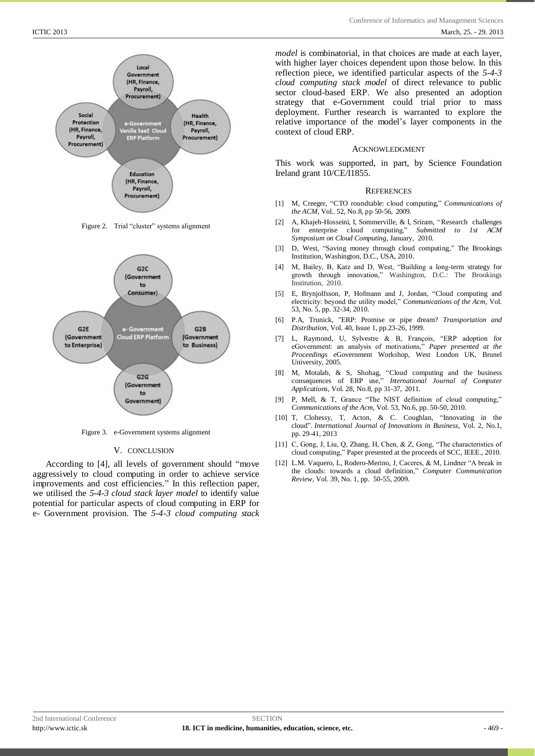Local Government (HR, Finance, Payroll, Procurement)

Social Protection (HR, Finance, Payroll, Procurement)

e-Government Vanilla SaaS Cloud ERP Platform

Health (HR, Finance, Payroll, Procurement)

Education (HR, Finance, Payroll, Procurement)

Figure 2. Trial "cluster" systems alignment

G2C (Government to Consumer)

G2E (Government to Enterprise)

e- Government Cloud ERP Platform

G2B (Government to Business)

G2G (Government to Government)

Figure 3. e-Government systems alignment

## V. CONCLUSION

According to [4], all levels of government should "move aggressively to cloud computing in order to achieve service improvements and cost efficiencies." In this reflection paper, we utilised the *5-4-3 cloud stack layer model* to identify value potential for particular aspects of cloud computing in ERP for e- Government provision. The *5-4-3 cloud computing stack model* is combinatorial, in that choices are made at each layer, with higher layer choices dependent upon those below. In this reflection piece, we identified particular aspects of the *5-4-3 cloud computing stack model* of direct relevance to public sector cloud-based ERP. We also presented an adoption strategy that e-Government could trial prior to mass deployment. Further research is warranted to explore the relative importance of the model's layer components in the context of cloud ERP.

## ACKNOWLEDGMENT

This work was supported, in part, by Science Foundation Ireland grant 10/CE/I1855.

## REFERENCES

[1] M, Creeger, "CTO roundtable: cloud computing," *Communications of the ACM*, Vol.. 52, No.8, pp 50-56, 2009.

[2] A, Khajeh-Hosseini, I, Sommerville, & I, Sriram, "Research challenges for enterprise cloud computing," *Submitted to 1st ACM Symposium on Cloud Computing*, January, 2010.

[3] D, West, "Saving money through cloud computing," The Brookings Institution, Washington, D.C., USA, 2010.

[4] M, Bailey, B, Katz and D, West, "Building a long-term strategy for growth through innovation," Washington, D.C.: The Brookings Institution, 2010.

[5] E, Brynjolfsson, P, Hofmann and J, Jordan, "Cloud computing and electricity: beyond the utility model," *Communications of the Acm*, Vol. 53, No. 5, pp. 32-34, 2010.

[6] P.A, Trunick, "ERP: Promise or pipe dream? *Transportation and Distribution*, Vol. 40, Issue 1, pp.23-26, 1999.

[7] L, Raymond, U, Sylvestre & B, François, "ERP adoption for eGovernment: an analysis of motivations," *Paper presented at the Proceedings e*Government Workshop, West London UK, Brunel University, 2005.

[8] M, Motalab, & S, Shohag, "Cloud computing and the business consequences of ERP use," *International Journal of Computer Applications*, Vol. 28, No.8, pp 31-37, 2011.

[9] P, Mell, & T, Grance "The NIST definition of cloud computing," *Communications of the Acm*, Vol. 53, No.6, pp. 50-50, 2010.

[10] T, Clohessy, T, Acton, & C. Coughlan, "Innovating in the cloud". *International Journal of Innovations in Business*, Vol. 2, No.1, pp. 29-41, 2013

[11] C, Gong, J, Liu, Q, Zhang, H, Chen, & Z, Gong, "The characteristics of cloud computing," Paper presented at the proceeds of SCC, IEEE., 2010.

[12] L.M. Vaquero, L, Rodero-Merino, J, Caceres, & M, Lindner "A break in the clouds: towards a cloud definition," *Computer Communication Review*, Vol. 39, No. 1, pp. 50-55, 2009.